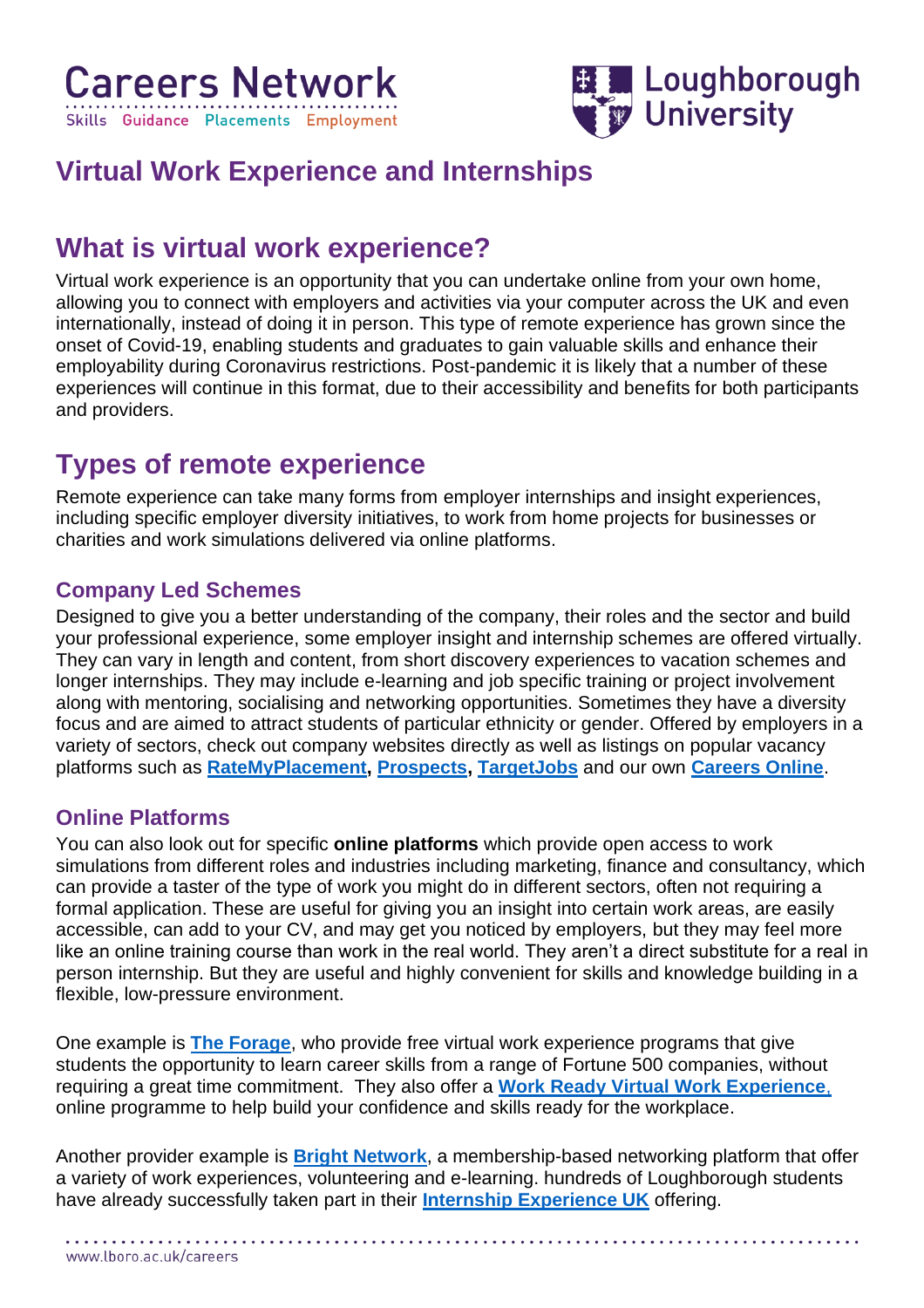# Virtual Work Experience and Internships

## What is virtual work experience?

Virtual work experience is an opportunity that you can undertake online from your own home, allowing you to connect with employers and activities via your computer across the UK and even internationally, instead of doing it in person. This type of remote experience has grown since the onset of Covid-19, enabling students and graduates to gain valuable skills and enhance their employability during Coronavirus restrictions. Post-pandemic it is likely that a number of these experiences will continue in this format, due to their accessibility and benefits for both participants and providers.

## Types of remote experience

Remote experience can take many forms from employer internships and insight experiences, including specific employer diversity initiatives, to work from home projects for businesses or charities and work simulations delivered via online platforms.

### Company Led Schemes

Designed to give you a better understanding of the company, their roles and the sector and build your professional experience, some employer insight and internship schemes are offered virtually. They can vary in length and content, from short discovery experiences to vacation schemes and longer internships. They may include e-learning and job specific training or project involvement along with mentoring, socialising and networking opportunities. Sometimes they have a diversity focus and are aimed to attract students of particular ethnicity or gender. Offered by employers in a variety of sectors, check out company websites directly as well as listings on popular vacancy platforms such as **RateMyPlacement**, **Prospects**, **TargetJobs** and our own **Careers Online**.

### Online Platforms

You can also look out for specific **online platforms** which provide open access to work simulations from different roles and industries including marketing, finance and consultancy, which can provide a taster of the type of work you might do in different sectors, often not requiring a formal application. These are useful for giving you an insight into certain work areas, are easily accessible, can add to your CV, and may get you noticed by employers, but they may feel more like an online training course than work in the real world. They aren't a direct substitute for a real in person internship. But they are useful and highly convenient for skills and knowledge building in a flexible, low-pressure environment.

One example is **The Forage**, who provide free virtual work experience programs that give students the opportunity to learn career skills from a range of Fortune 500 companies, without requiring a great time commitment. They also offer a **Work Ready Virtual Work Experience**, online programme to help build your confidence and skills ready for the workplace.

Another provider example is **Bright Network**, a membership-based networking platform that offer a variety of work experiences, volunteering and e-learning. hundreds of Loughborough students have already successfully taken part in their **Internship Experience UK** offering.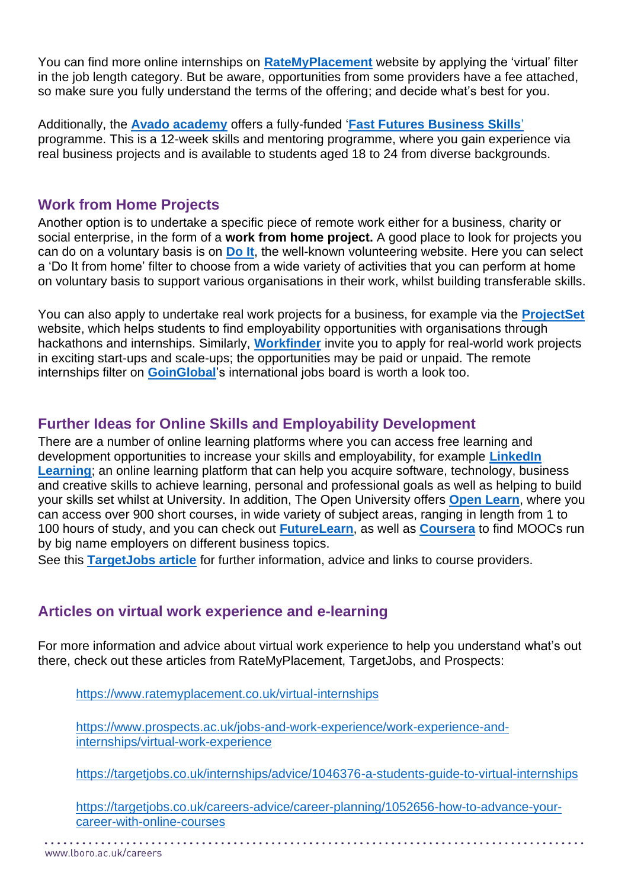You can find more online internships on **RateMyPlacement** website by applying the 'virtual' filter in the job length category. But be aware, opportunities from some providers have a fee attached, so make sure you fully understand the terms of the offering; and decide what's best for you.

Additionally, the **Avado academy** offers a fully-funded '**Fast Futures Business Skills**' programme. This is a 12-week skills and mentoring programme, where you gain experience via real business projects and is available to students aged 18 to 24 from diverse backgrounds.

## Work from Home Projects

Another option is to undertake a specific piece of remote work either for a business, charity or social enterprise, in the form of a **work from home project.** A good place to look for projects you can do on a voluntary basis is on **Do It**, the well-known volunteering website. Here you can select a 'Do It from home' filter to choose from a wide variety of activities that you can perform at home on voluntary basis to support various organisations in their work, whilst building transferable skills.

You can also apply to undertake real work projects for a business, for example via the **ProjectSet** website, which helps students to find employability opportunities with organisations through hackathons and internships. Similarly, **Workfinder** invite you to apply for real-world work projects in exciting start-ups and scale-ups; the opportunities may be paid or unpaid. The remote internships filter on **GoinGlobal**'s international jobs board is worth a look too.

## Further Ideas for Online Skills and Employability Development

There are a number of online learning platforms where you can access free learning and development opportunities to increase your skills and employability, for example **LinkedIn Learning**; an online learning platform that can help you acquire software, technology, business and creative skills to achieve learning, personal and professional goals as well as helping to build your skills set whilst at University. In addition, The Open University offers **Open Learn**, where you can access over 900 short courses, in wide variety of subject areas, ranging in length from 1 to 100 hours of study, and you can check out **FutureLearn**, as well as **Coursera** to find MOOCs run by big name employers on different business topics.
See this **TargetJobs article** for further information, advice and links to course providers.

## Articles on virtual work experience and e-learning

For more information and advice about virtual work experience to help you understand what's out there, check out these articles from RateMyPlacement, TargetJobs, and Prospects:

https://www.ratemyplacement.co.uk/virtual-internships

https://www.prospects.ac.uk/jobs-and-work-experience/work-experience-and-internships/virtual-work-experience

https://targetjobs.co.uk/internships/advice/1046376-a-students-guide-to-virtual-internships

https://targetjobs.co.uk/careers-advice/career-planning/1052656-how-to-advance-your-career-with-online-courses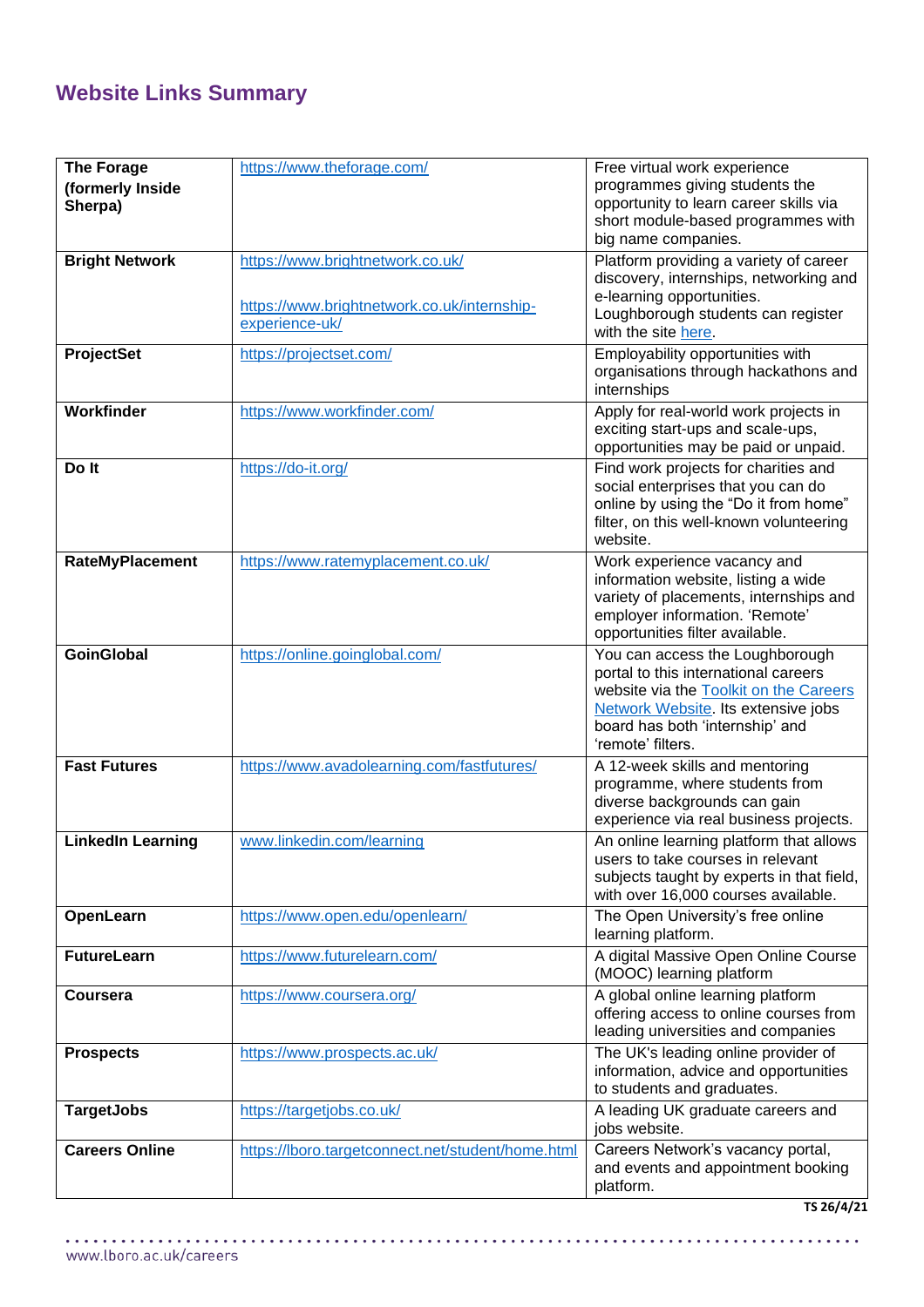## Website Links Summary

| | | |
|---|---|---|
| **The Forage (formerly Inside Sherpa)** | https://www.theforage.com/ | Free virtual work experience programmes giving students the opportunity to learn career skills via short module-based programmes with big name companies. |
| **Bright Network** | https://www.brightnetwork.co.uk/ <br><br> https://www.brightnetwork.co.uk/internship-experience-uk/ | Platform providing a variety of career discovery, internships, networking and e-learning opportunities. Loughborough students can register with the site here. |
| **ProjectSet** | https://projectset.com/ | Employability opportunities with organisations through hackathons and internships |
| **Workfinder** | https://www.workfinder.com/ | Apply for real-world work projects in exciting start-ups and scale-ups, opportunities may be paid or unpaid. |
| **Do It** | https://do-it.org/ | Find work projects for charities and social enterprises that you can do online by using the "Do it from home" filter, on this well-known volunteering website. |
| **RateMyPlacement** | https://www.ratemyplacement.co.uk/ | Work experience vacancy and information website, listing a wide variety of placements, internships and employer information. 'Remote' opportunities filter available. |
| **GoinGlobal** | https://online.goinglobal.com/ | You can access the Loughborough portal to this international careers website via the Toolkit on the Careers Network Website. Its extensive jobs board has both 'internship' and 'remote' filters. |
| **Fast Futures** | https://www.avadolearning.com/fastfutures/ | A 12-week skills and mentoring programme, where students from diverse backgrounds can gain experience via real business projects. |
| **LinkedIn Learning** | www.linkedin.com/learning | An online learning platform that allows users to take courses in relevant subjects taught by experts in that field, with over 16,000 courses available. |
| **OpenLearn** | https://www.open.edu/openlearn/ | The Open University's free online learning platform. |
| **FutureLearn** | https://www.futurelearn.com/ | A digital Massive Open Online Course (MOOC) learning platform |
| **Coursera** | https://www.coursera.org/ | A global online learning platform offering access to online courses from leading universities and companies |
| **Prospects** | https://www.prospects.ac.uk/ | The UK's leading online provider of information, advice and opportunities to students and graduates. |
| **TargetJobs** | https://targetjobs.co.uk/ | A leading UK graduate careers and jobs website. |
| **Careers Online** | https://lboro.targetconnect.net/student/home.html | Careers Network's vacancy portal, and events and appointment booking platform. |

TS 26/4/21